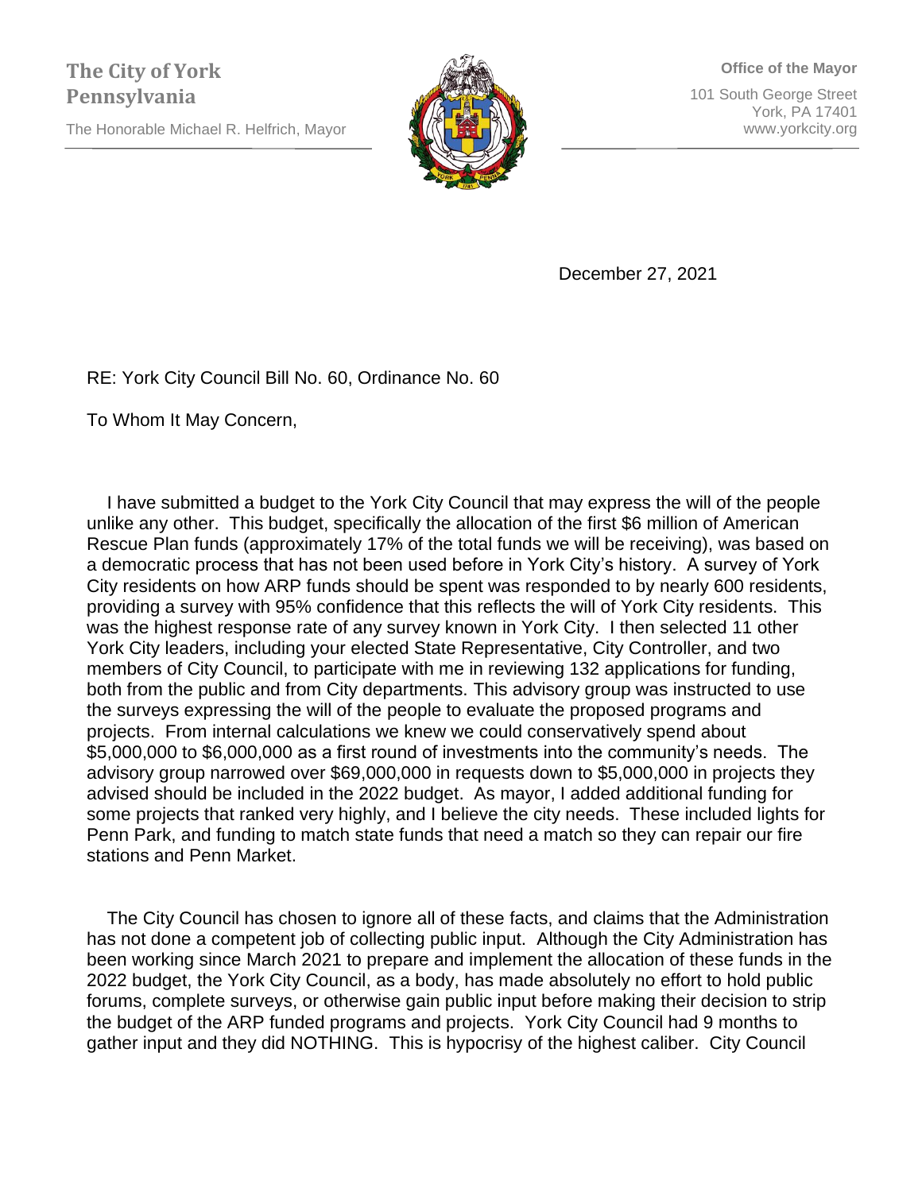**The City of York Pennsylvania**

The Honorable Michael R. Helfrich, Mayor

**Office of the Mayor**

101 South George Street
York, PA 17401
www.yorkcity.org

December 27, 2021

RE: York City Council Bill No. 60, Ordinance No. 60

To Whom It May Concern,

I have submitted a budget to the York City Council that may express the will of the people unlike any other. This budget, specifically the allocation of the first $6 million of American Rescue Plan funds (approximately 17% of the total funds we will be receiving), was based on a democratic process that has not been used before in York City's history. A survey of York City residents on how ARP funds should be spent was responded to by nearly 600 residents, providing a survey with 95% confidence that this reflects the will of York City residents. This was the highest response rate of any survey known in York City. I then selected 11 other York City leaders, including your elected State Representative, City Controller, and two members of City Council, to participate with me in reviewing 132 applications for funding, both from the public and from City departments. This advisory group was instructed to use the surveys expressing the will of the people to evaluate the proposed programs and projects. From internal calculations we knew we could conservatively spend about $5,000,000 to $6,000,000 as a first round of investments into the community's needs. The advisory group narrowed over $69,000,000 in requests down to $5,000,000 in projects they advised should be included in the 2022 budget. As mayor, I added additional funding for some projects that ranked very highly, and I believe the city needs. These included lights for Penn Park, and funding to match state funds that need a match so they can repair our fire stations and Penn Market.

The City Council has chosen to ignore all of these facts, and claims that the Administration has not done a competent job of collecting public input. Although the City Administration has been working since March 2021 to prepare and implement the allocation of these funds in the 2022 budget, the York City Council, as a body, has made absolutely no effort to hold public forums, complete surveys, or otherwise gain public input before making their decision to strip the budget of the ARP funded programs and projects. York City Council had 9 months to gather input and they did NOTHING. This is hypocrisy of the highest caliber. City Council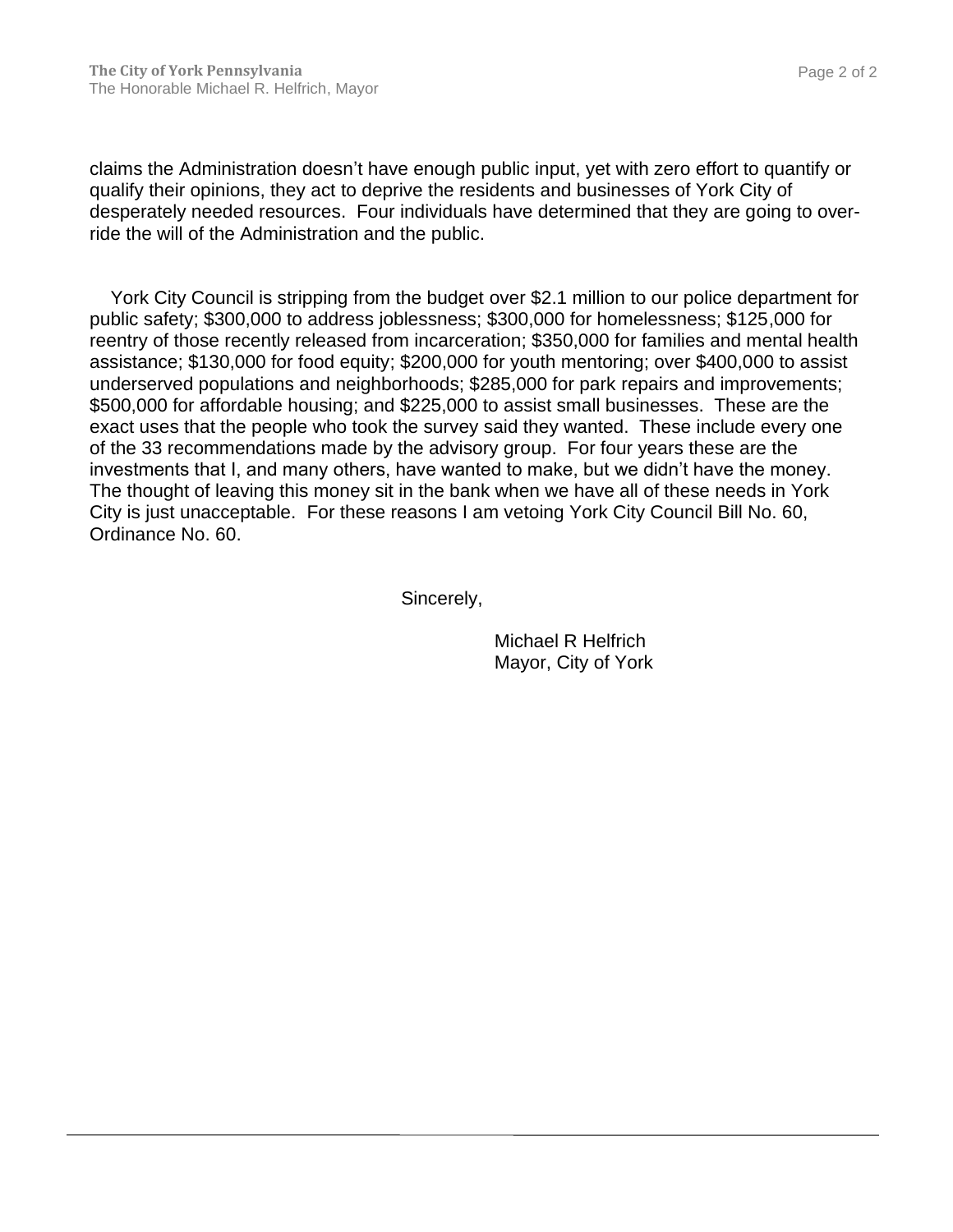claims the Administration doesn't have enough public input, yet with zero effort to quantify or qualify their opinions, they act to deprive the residents and businesses of York City of desperately needed resources. Four individuals have determined that they are going to override the will of the Administration and the public.

York City Council is stripping from the budget over $2.1 million to our police department for public safety; $300,000 to address joblessness; $300,000 for homelessness; $125,000 for reentry of those recently released from incarceration; $350,000 for families and mental health assistance; $130,000 for food equity; $200,000 for youth mentoring; over $400,000 to assist underserved populations and neighborhoods; $285,000 for park repairs and improvements; $500,000 for affordable housing; and $225,000 to assist small businesses. These are the exact uses that the people who took the survey said they wanted. These include every one of the 33 recommendations made by the advisory group. For four years these are the investments that I, and many others, have wanted to make, but we didn't have the money. The thought of leaving this money sit in the bank when we have all of these needs in York City is just unacceptable. For these reasons I am vetoing York City Council Bill No. 60, Ordinance No. 60.

Sincerely,

Michael R Helfrich
Mayor, City of York